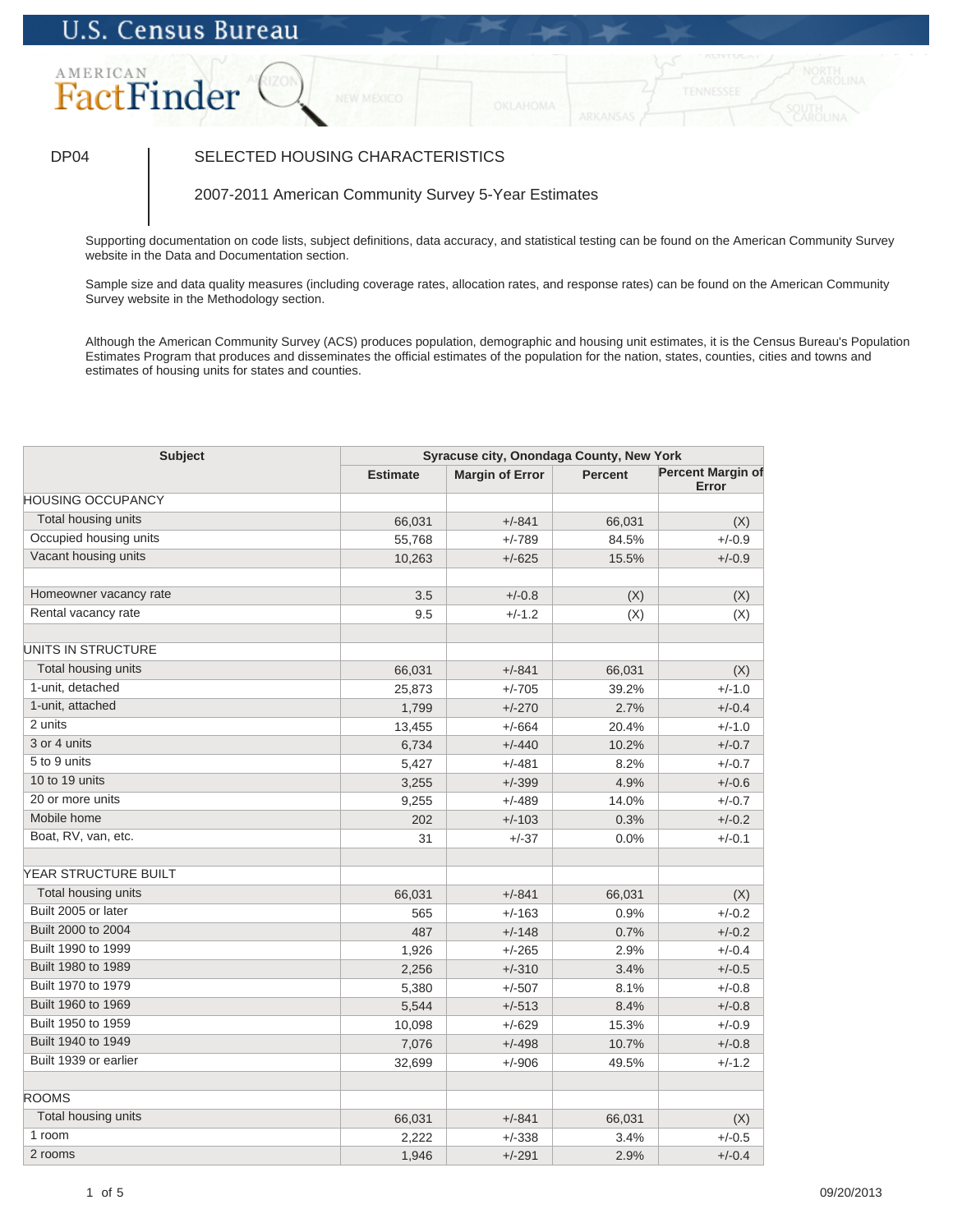U.S. Census Bureau

AMERICAN FactFinder

# DP04 SELECTED HOUSING CHARACTERISTICS

## 2007-2011 American Community Survey 5-Year Estimates

Supporting documentation on code lists, subject definitions, data accuracy, and statistical testing can be found on the American Community Survey website in the Data and Documentation section.

Sample size and data quality measures (including coverage rates, allocation rates, and response rates) can be found on the American Community Survey website in the Methodology section.

Although the American Community Survey (ACS) produces population, demographic and housing unit estimates, it is the Census Bureau's Population Estimates Program that produces and disseminates the official estimates of the population for the nation, states, counties, cities and towns and estimates of housing units for states and counties.

| Subject | Syracuse city, Onondaga County, New York | | | |
|---|---|---|---|---|
| | Estimate | Margin of Error | Percent | Percent Margin of Error |
| HOUSING OCCUPANCY | | | | |
| Total housing units | 66,031 | +/-841 | 66,031 | (X) |
| Occupied housing units | 55,768 | +/-789 | 84.5% | +/-0.9 |
| Vacant housing units | 10,263 | +/-625 | 15.5% | +/-0.9 |
| | | | | |
| Homeowner vacancy rate | 3.5 | +/-0.8 | (X) | (X) |
| Rental vacancy rate | 9.5 | +/-1.2 | (X) | (X) |
| | | | | |
| UNITS IN STRUCTURE | | | | |
| Total housing units | 66,031 | +/-841 | 66,031 | (X) |
| 1-unit, detached | 25,873 | +/-705 | 39.2% | +/-1.0 |
| 1-unit, attached | 1,799 | +/-270 | 2.7% | +/-0.4 |
| 2 units | 13,455 | +/-664 | 20.4% | +/-1.0 |
| 3 or 4 units | 6,734 | +/-440 | 10.2% | +/-0.7 |
| 5 to 9 units | 5,427 | +/-481 | 8.2% | +/-0.7 |
| 10 to 19 units | 3,255 | +/-399 | 4.9% | +/-0.6 |
| 20 or more units | 9,255 | +/-489 | 14.0% | +/-0.7 |
| Mobile home | 202 | +/-103 | 0.3% | +/-0.2 |
| Boat, RV, van, etc. | 31 | +/-37 | 0.0% | +/-0.1 |
| | | | | |
| YEAR STRUCTURE BUILT | | | | |
| Total housing units | 66,031 | +/-841 | 66,031 | (X) |
| Built 2005 or later | 565 | +/-163 | 0.9% | +/-0.2 |
| Built 2000 to 2004 | 487 | +/-148 | 0.7% | +/-0.2 |
| Built 1990 to 1999 | 1,926 | +/-265 | 2.9% | +/-0.4 |
| Built 1980 to 1989 | 2,256 | +/-310 | 3.4% | +/-0.5 |
| Built 1970 to 1979 | 5,380 | +/-507 | 8.1% | +/-0.8 |
| Built 1960 to 1969 | 5,544 | +/-513 | 8.4% | +/-0.8 |
| Built 1950 to 1959 | 10,098 | +/-629 | 15.3% | +/-0.9 |
| Built 1940 to 1949 | 7,076 | +/-498 | 10.7% | +/-0.8 |
| Built 1939 or earlier | 32,699 | +/-906 | 49.5% | +/-1.2 |
| | | | | |
| ROOMS | | | | |
| Total housing units | 66,031 | +/-841 | 66,031 | (X) |
| 1 room | 2,222 | +/-338 | 3.4% | +/-0.5 |
| 2 rooms | 1,946 | +/-291 | 2.9% | +/-0.4 |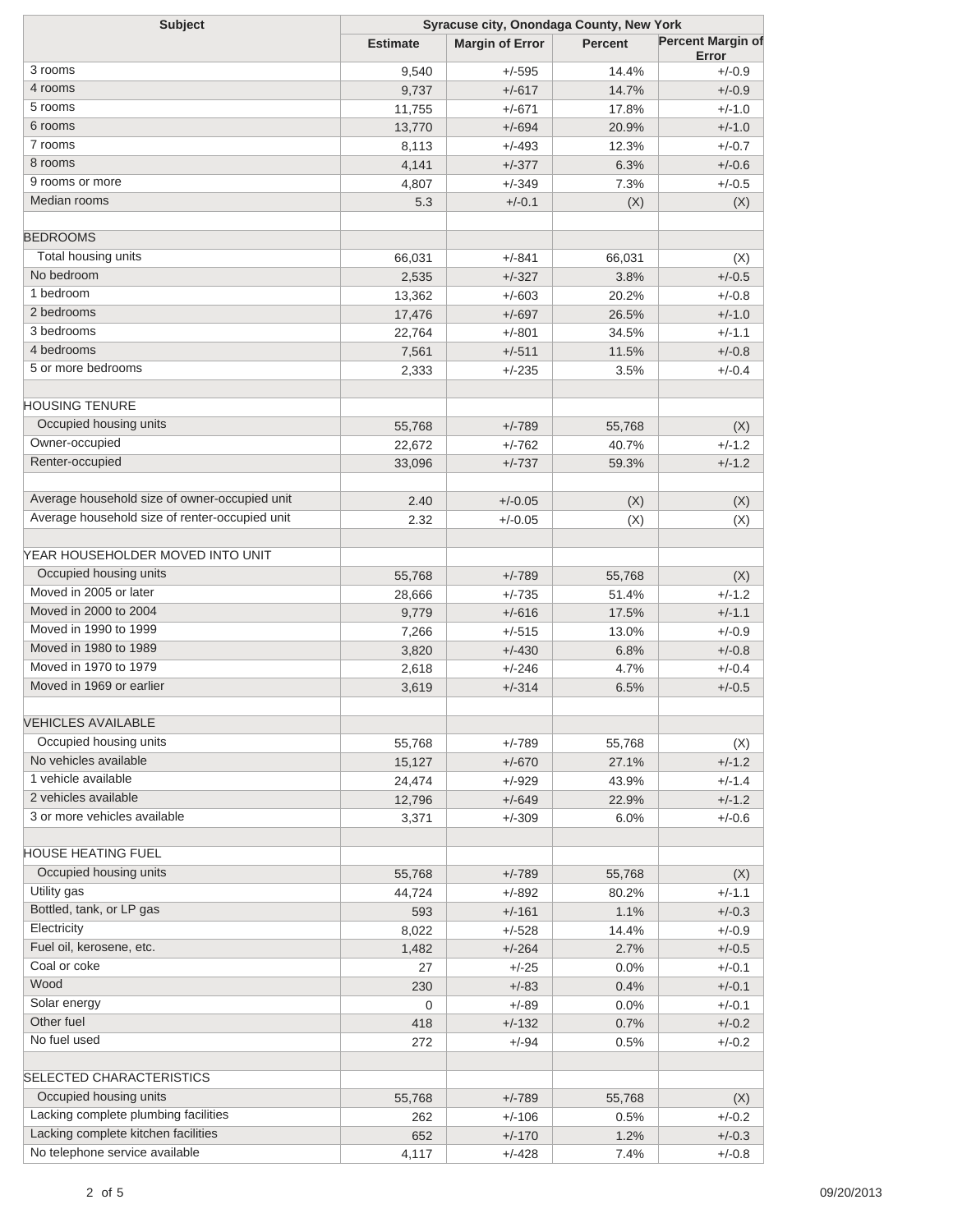| Subject | Syracuse city, Onondaga County, New York | | | |
|---|---|---|---|---|
| | Estimate | Margin of Error | Percent | Percent Margin of Error |
| 3 rooms | 9,540 | +/-595 | 14.4% | +/-0.9 |
| 4 rooms | 9,737 | +/-617 | 14.7% | +/-0.9 |
| 5 rooms | 11,755 | +/-671 | 17.8% | +/-1.0 |
| 6 rooms | 13,770 | +/-694 | 20.9% | +/-1.0 |
| 7 rooms | 8,113 | +/-493 | 12.3% | +/-0.7 |
| 8 rooms | 4,141 | +/-377 | 6.3% | +/-0.6 |
| 9 rooms or more | 4,807 | +/-349 | 7.3% | +/-0.5 |
| Median rooms | 5.3 | +/-0.1 | (X) | (X) |
| | | | | |
| BEDROOMS | | | | |
| Total housing units | 66,031 | +/-841 | 66,031 | (X) |
| No bedroom | 2,535 | +/-327 | 3.8% | +/-0.5 |
| 1 bedroom | 13,362 | +/-603 | 20.2% | +/-0.8 |
| 2 bedrooms | 17,476 | +/-697 | 26.5% | +/-1.0 |
| 3 bedrooms | 22,764 | +/-801 | 34.5% | +/-1.1 |
| 4 bedrooms | 7,561 | +/-511 | 11.5% | +/-0.8 |
| 5 or more bedrooms | 2,333 | +/-235 | 3.5% | +/-0.4 |
| | | | | |
| HOUSING TENURE | | | | |
| Occupied housing units | 55,768 | +/-789 | 55,768 | (X) |
| Owner-occupied | 22,672 | +/-762 | 40.7% | +/-1.2 |
| Renter-occupied | 33,096 | +/-737 | 59.3% | +/-1.2 |
| | | | | |
| Average household size of owner-occupied unit | 2.40 | +/-0.05 | (X) | (X) |
| Average household size of renter-occupied unit | 2.32 | +/-0.05 | (X) | (X) |
| | | | | |
| YEAR HOUSEHOLDER MOVED INTO UNIT | | | | |
| Occupied housing units | 55,768 | +/-789 | 55,768 | (X) |
| Moved in 2005 or later | 28,666 | +/-735 | 51.4% | +/-1.2 |
| Moved in 2000 to 2004 | 9,779 | +/-616 | 17.5% | +/-1.1 |
| Moved in 1990 to 1999 | 7,266 | +/-515 | 13.0% | +/-0.9 |
| Moved in 1980 to 1989 | 3,820 | +/-430 | 6.8% | +/-0.8 |
| Moved in 1970 to 1979 | 2,618 | +/-246 | 4.7% | +/-0.4 |
| Moved in 1969 or earlier | 3,619 | +/-314 | 6.5% | +/-0.5 |
| | | | | |
| VEHICLES AVAILABLE | | | | |
| Occupied housing units | 55,768 | +/-789 | 55,768 | (X) |
| No vehicles available | 15,127 | +/-670 | 27.1% | +/-1.2 |
| 1 vehicle available | 24,474 | +/-929 | 43.9% | +/-1.4 |
| 2 vehicles available | 12,796 | +/-649 | 22.9% | +/-1.2 |
| 3 or more vehicles available | 3,371 | +/-309 | 6.0% | +/-0.6 |
| | | | | |
| HOUSE HEATING FUEL | | | | |
| Occupied housing units | 55,768 | +/-789 | 55,768 | (X) |
| Utility gas | 44,724 | +/-892 | 80.2% | +/-1.1 |
| Bottled, tank, or LP gas | 593 | +/-161 | 1.1% | +/-0.3 |
| Electricity | 8,022 | +/-528 | 14.4% | +/-0.9 |
| Fuel oil, kerosene, etc. | 1,482 | +/-264 | 2.7% | +/-0.5 |
| Coal or coke | 27 | +/-25 | 0.0% | +/-0.1 |
| Wood | 230 | +/-83 | 0.4% | +/-0.1 |
| Solar energy | 0 | +/-89 | 0.0% | +/-0.1 |
| Other fuel | 418 | +/-132 | 0.7% | +/-0.2 |
| No fuel used | 272 | +/-94 | 0.5% | +/-0.2 |
| | | | | |
| SELECTED CHARACTERISTICS | | | | |
| Occupied housing units | 55,768 | +/-789 | 55,768 | (X) |
| Lacking complete plumbing facilities | 262 | +/-106 | 0.5% | +/-0.2 |
| Lacking complete kitchen facilities | 652 | +/-170 | 1.2% | +/-0.3 |
| No telephone service available | 4,117 | +/-428 | 7.4% | +/-0.8 |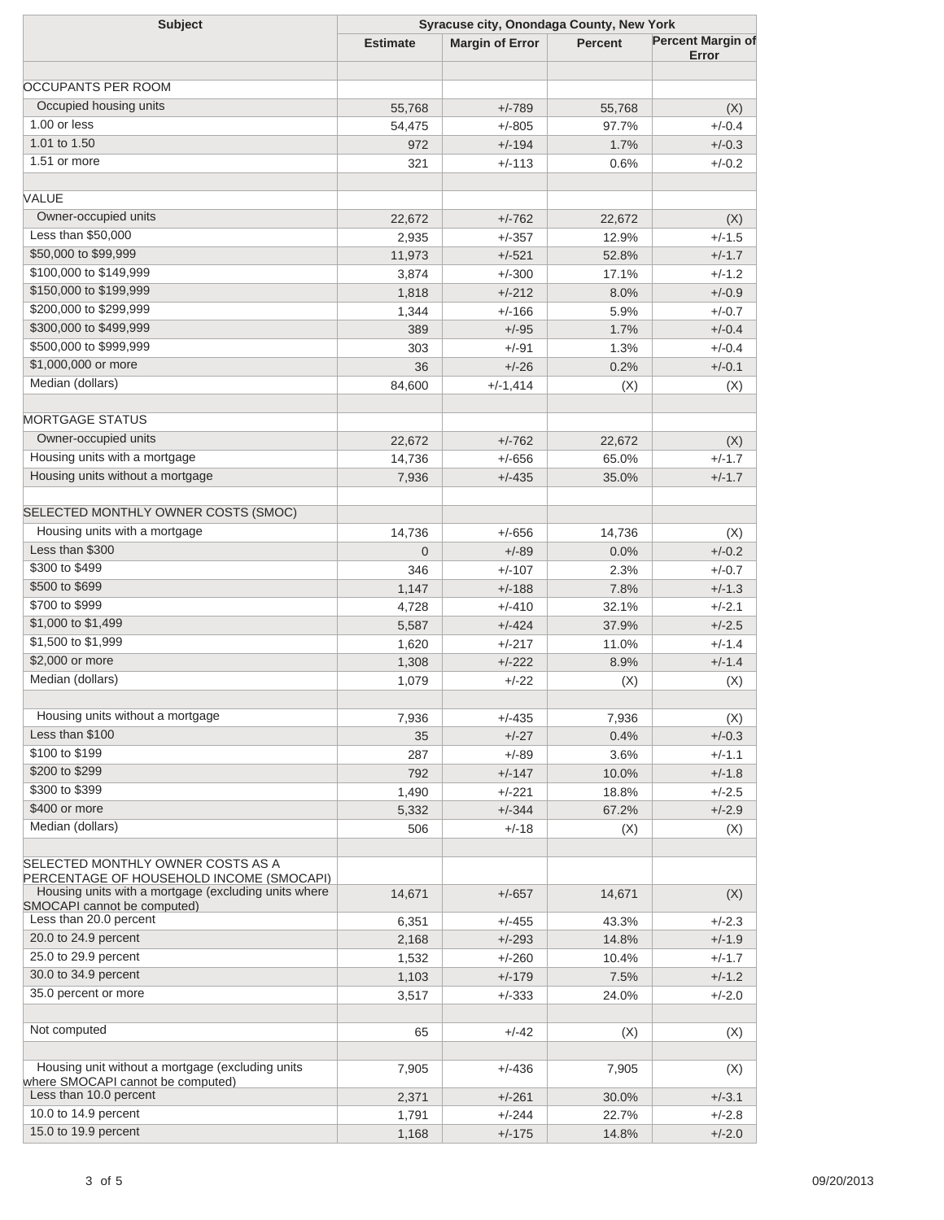| Subject | Syracuse city, Onondaga County, New York | | | |
|---|---|---|---|---|
| | Estimate | Margin of Error | Percent | Percent Margin of Error |
| | | | | |
| OCCUPANTS PER ROOM | | | | |
| Occupied housing units | 55,768 | +/-789 | 55,768 | (X) |
| 1.00 or less | 54,475 | +/-805 | 97.7% | +/-0.4 |
| 1.01 to 1.50 | 972 | +/-194 | 1.7% | +/-0.3 |
| 1.51 or more | 321 | +/-113 | 0.6% | +/-0.2 |
| | | | | |
| VALUE | | | | |
| Owner-occupied units | 22,672 | +/-762 | 22,672 | (X) |
| Less than $50,000 | 2,935 | +/-357 | 12.9% | +/-1.5 |
| $50,000 to $99,999 | 11,973 | +/-521 | 52.8% | +/-1.7 |
| $100,000 to $149,999 | 3,874 | +/-300 | 17.1% | +/-1.2 |
| $150,000 to $199,999 | 1,818 | +/-212 | 8.0% | +/-0.9 |
| $200,000 to $299,999 | 1,344 | +/-166 | 5.9% | +/-0.7 |
| $300,000 to $499,999 | 389 | +/-95 | 1.7% | +/-0.4 |
| $500,000 to $999,999 | 303 | +/-91 | 1.3% | +/-0.4 |
| $1,000,000 or more | 36 | +/-26 | 0.2% | +/-0.1 |
| Median (dollars) | 84,600 | +/-1,414 | (X) | (X) |
| | | | | |
| MORTGAGE STATUS | | | | |
| Owner-occupied units | 22,672 | +/-762 | 22,672 | (X) |
| Housing units with a mortgage | 14,736 | +/-656 | 65.0% | +/-1.7 |
| Housing units without a mortgage | 7,936 | +/-435 | 35.0% | +/-1.7 |
| | | | | |
| SELECTED MONTHLY OWNER COSTS (SMOC) | | | | |
| Housing units with a mortgage | 14,736 | +/-656 | 14,736 | (X) |
| Less than $300 | 0 | +/-89 | 0.0% | +/-0.2 |
| $300 to $499 | 346 | +/-107 | 2.3% | +/-0.7 |
| $500 to $699 | 1,147 | +/-188 | 7.8% | +/-1.3 |
| $700 to $999 | 4,728 | +/-410 | 32.1% | +/-2.1 |
| $1,000 to $1,499 | 5,587 | +/-424 | 37.9% | +/-2.5 |
| $1,500 to $1,999 | 1,620 | +/-217 | 11.0% | +/-1.4 |
| $2,000 or more | 1,308 | +/-222 | 8.9% | +/-1.4 |
| Median (dollars) | 1,079 | +/-22 | (X) | (X) |
| | | | | |
| Housing units without a mortgage | 7,936 | +/-435 | 7,936 | (X) |
| Less than $100 | 35 | +/-27 | 0.4% | +/-0.3 |
| $100 to $199 | 287 | +/-89 | 3.6% | +/-1.1 |
| $200 to $299 | 792 | +/-147 | 10.0% | +/-1.8 |
| $300 to $399 | 1,490 | +/-221 | 18.8% | +/-2.5 |
| $400 or more | 5,332 | +/-344 | 67.2% | +/-2.9 |
| Median (dollars) | 506 | +/-18 | (X) | (X) |
| | | | | |
| SELECTED MONTHLY OWNER COSTS AS A PERCENTAGE OF HOUSEHOLD INCOME (SMOCAPI) | | | | |
| Housing units with a mortgage (excluding units where SMOCAPI cannot be computed) | 14,671 | +/-657 | 14,671 | (X) |
| Less than 20.0 percent | 6,351 | +/-455 | 43.3% | +/-2.3 |
| 20.0 to 24.9 percent | 2,168 | +/-293 | 14.8% | +/-1.9 |
| 25.0 to 29.9 percent | 1,532 | +/-260 | 10.4% | +/-1.7 |
| 30.0 to 34.9 percent | 1,103 | +/-179 | 7.5% | +/-1.2 |
| 35.0 percent or more | 3,517 | +/-333 | 24.0% | +/-2.0 |
| | | | | |
| Not computed | 65 | +/-42 | (X) | (X) |
| | | | | |
| Housing unit without a mortgage (excluding units where SMOCAPI cannot be computed) | 7,905 | +/-436 | 7,905 | (X) |
| Less than 10.0 percent | 2,371 | +/-261 | 30.0% | +/-3.1 |
| 10.0 to 14.9 percent | 1,791 | +/-244 | 22.7% | +/-2.8 |
| 15.0 to 19.9 percent | 1,168 | +/-175 | 14.8% | +/-2.0 |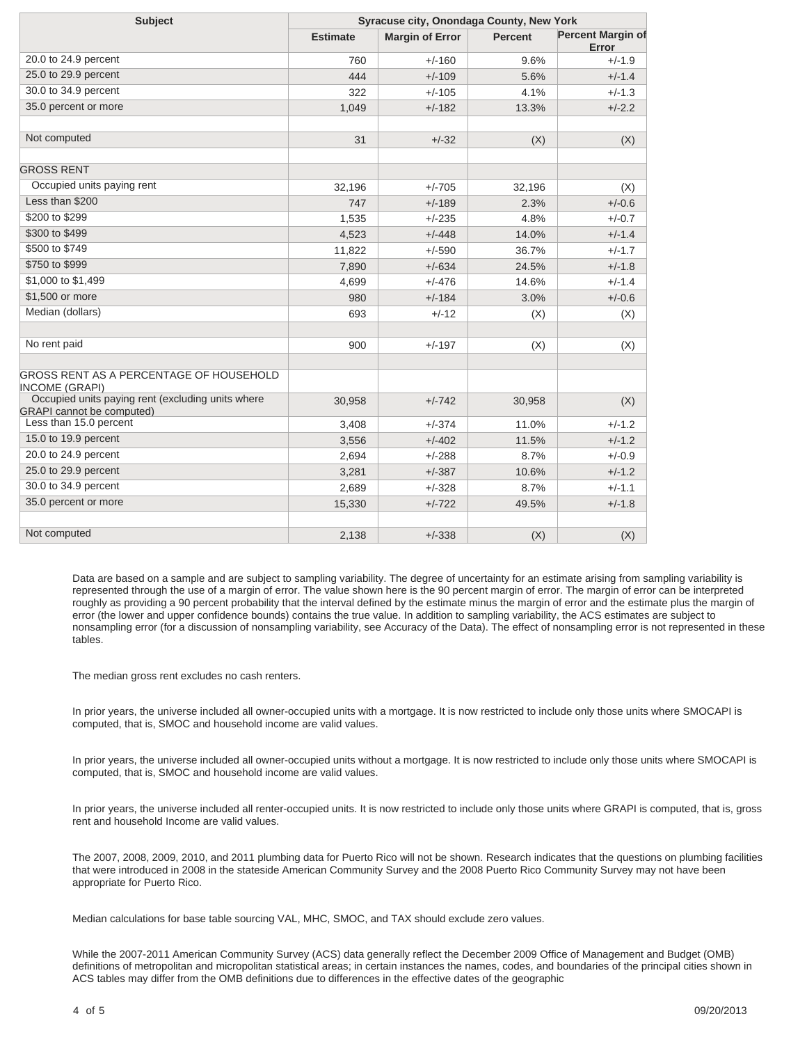| Subject | Syracuse city, Onondaga County, New York | | | |
|---|---|---|---|---|
| | Estimate | Margin of Error | Percent | Percent Margin of Error |
| 20.0 to 24.9 percent | 760 | +/-160 | 9.6% | +/-1.9 |
| 25.0 to 29.9 percent | 444 | +/-109 | 5.6% | +/-1.4 |
| 30.0 to 34.9 percent | 322 | +/-105 | 4.1% | +/-1.3 |
| 35.0 percent or more | 1,049 | +/-182 | 13.3% | +/-2.2 |
| | | | | |
| Not computed | 31 | +/-32 | (X) | (X) |
| | | | | |
| GROSS RENT | | | | |
| Occupied units paying rent | 32,196 | +/-705 | 32,196 | (X) |
| Less than $200 | 747 | +/-189 | 2.3% | +/-0.6 |
| $200 to $299 | 1,535 | +/-235 | 4.8% | +/-0.7 |
| $300 to $499 | 4,523 | +/-448 | 14.0% | +/-1.4 |
| $500 to $749 | 11,822 | +/-590 | 36.7% | +/-1.7 |
| $750 to $999 | 7,890 | +/-634 | 24.5% | +/-1.8 |
| $1,000 to $1,499 | 4,699 | +/-476 | 14.6% | +/-1.4 |
| $1,500 or more | 980 | +/-184 | 3.0% | +/-0.6 |
| Median (dollars) | 693 | +/-12 | (X) | (X) |
| | | | | |
| No rent paid | 900 | +/-197 | (X) | (X) |
| | | | | |
| GROSS RENT AS A PERCENTAGE OF HOUSEHOLD INCOME (GRAPI) | | | | |
| Occupied units paying rent (excluding units where GRAPI cannot be computed) | 30,958 | +/-742 | 30,958 | (X) |
| Less than 15.0 percent | 3,408 | +/-374 | 11.0% | +/-1.2 |
| 15.0 to 19.9 percent | 3,556 | +/-402 | 11.5% | +/-1.2 |
| 20.0 to 24.9 percent | 2,694 | +/-288 | 8.7% | +/-0.9 |
| 25.0 to 29.9 percent | 3,281 | +/-387 | 10.6% | +/-1.2 |
| 30.0 to 34.9 percent | 2,689 | +/-328 | 8.7% | +/-1.1 |
| 35.0 percent or more | 15,330 | +/-722 | 49.5% | +/-1.8 |
| | | | | |
| Not computed | 2,138 | +/-338 | (X) | (X) |

Data are based on a sample and are subject to sampling variability. The degree of uncertainty for an estimate arising from sampling variability is represented through the use of a margin of error. The value shown here is the 90 percent margin of error. The margin of error can be interpreted roughly as providing a 90 percent probability that the interval defined by the estimate minus the margin of error and the estimate plus the margin of error (the lower and upper confidence bounds) contains the true value. In addition to sampling variability, the ACS estimates are subject to nonsampling error (for a discussion of nonsampling variability, see Accuracy of the Data). The effect of nonsampling error is not represented in these tables.

The median gross rent excludes no cash renters.

In prior years, the universe included all owner-occupied units with a mortgage. It is now restricted to include only those units where SMOCAPI is computed, that is, SMOC and household income are valid values.

In prior years, the universe included all owner-occupied units without a mortgage. It is now restricted to include only those units where SMOCAPI is computed, that is, SMOC and household income are valid values.

In prior years, the universe included all renter-occupied units. It is now restricted to include only those units where GRAPI is computed, that is, gross rent and household Income are valid values.

The 2007, 2008, 2009, 2010, and 2011 plumbing data for Puerto Rico will not be shown. Research indicates that the questions on plumbing facilities that were introduced in 2008 in the stateside American Community Survey and the 2008 Puerto Rico Community Survey may not have been appropriate for Puerto Rico.

Median calculations for base table sourcing VAL, MHC, SMOC, and TAX should exclude zero values.

While the 2007-2011 American Community Survey (ACS) data generally reflect the December 2009 Office of Management and Budget (OMB) definitions of metropolitan and micropolitan statistical areas; in certain instances the names, codes, and boundaries of the principal cities shown in ACS tables may differ from the OMB definitions due to differences in the effective dates of the geographic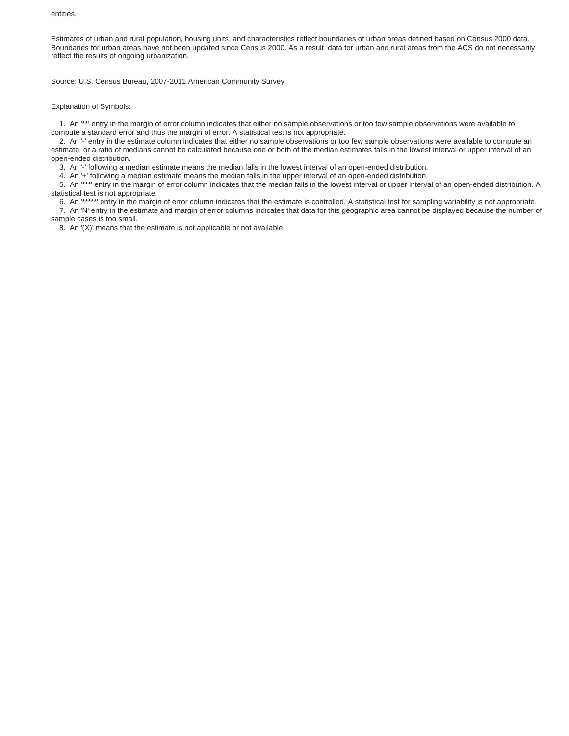entities.

Estimates of urban and rural population, housing units, and characteristics reflect boundaries of urban areas defined based on Census 2000 data. Boundaries for urban areas have not been updated since Census 2000. As a result, data for urban and rural areas from the ACS do not necessarily reflect the results of ongoing urbanization.

Source: U.S. Census Bureau, 2007-2011 American Community Survey

Explanation of Symbols:

1. An '**' entry in the margin of error column indicates that either no sample observations or too few sample observations were available to compute a standard error and thus the margin of error. A statistical test is not appropriate.
2. An '-' entry in the estimate column indicates that either no sample observations or too few sample observations were available to compute an estimate, or a ratio of medians cannot be calculated because one or both of the median estimates falls in the lowest interval or upper interval of an open-ended distribution.
3. An '-' following a median estimate means the median falls in the lowest interval of an open-ended distribution.
4. An '+' following a median estimate means the median falls in the upper interval of an open-ended distribution.
5. An '***' entry in the margin of error column indicates that the median falls in the lowest interval or upper interval of an open-ended distribution. A statistical test is not appropriate.
6. An '*****' entry in the margin of error column indicates that the estimate is controlled. A statistical test for sampling variability is not appropriate.
7. An 'N' entry in the estimate and margin of error columns indicates that data for this geographic area cannot be displayed because the number of sample cases is too small.
8. An '(X)' means that the estimate is not applicable or not available.